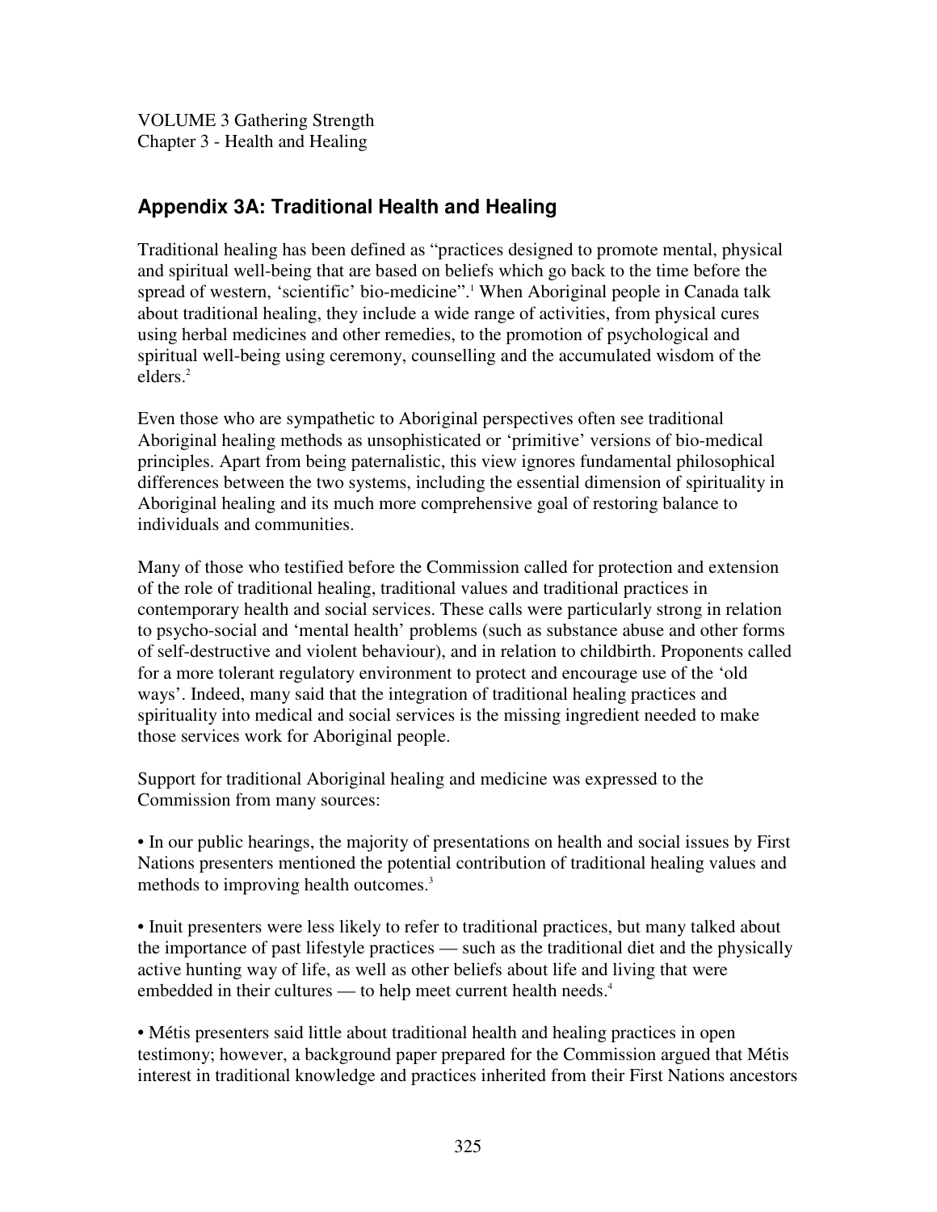VOLUME 3 Gathering Strength
Chapter 3 - Health and Healing

## Appendix 3A: Traditional Health and Healing

Traditional healing has been defined as "practices designed to promote mental, physical and spiritual well-being that are based on beliefs which go back to the time before the spread of western, 'scientific' bio-medicine".[1] When Aboriginal people in Canada talk about traditional healing, they include a wide range of activities, from physical cures using herbal medicines and other remedies, to the promotion of psychological and spiritual well-being using ceremony, counselling and the accumulated wisdom of the elders.[2]

Even those who are sympathetic to Aboriginal perspectives often see traditional Aboriginal healing methods as unsophisticated or 'primitive' versions of bio-medical principles. Apart from being paternalistic, this view ignores fundamental philosophical differences between the two systems, including the essential dimension of spirituality in Aboriginal healing and its much more comprehensive goal of restoring balance to individuals and communities.

Many of those who testified before the Commission called for protection and extension of the role of traditional healing, traditional values and traditional practices in contemporary health and social services. These calls were particularly strong in relation to psycho-social and 'mental health' problems (such as substance abuse and other forms of self-destructive and violent behaviour), and in relation to childbirth. Proponents called for a more tolerant regulatory environment to protect and encourage use of the 'old ways'. Indeed, many said that the integration of traditional healing practices and spirituality into medical and social services is the missing ingredient needed to make those services work for Aboriginal people.

Support for traditional Aboriginal healing and medicine was expressed to the Commission from many sources:

- In our public hearings, the majority of presentations on health and social issues by First Nations presenters mentioned the potential contribution of traditional healing values and methods to improving health outcomes.[3]

- Inuit presenters were less likely to refer to traditional practices, but many talked about the importance of past lifestyle practices — such as the traditional diet and the physically active hunting way of life, as well as other beliefs about life and living that were embedded in their cultures — to help meet current health needs.[4]

- Métis presenters said little about traditional health and healing practices in open testimony; however, a background paper prepared for the Commission argued that Métis interest in traditional knowledge and practices inherited from their First Nations ancestors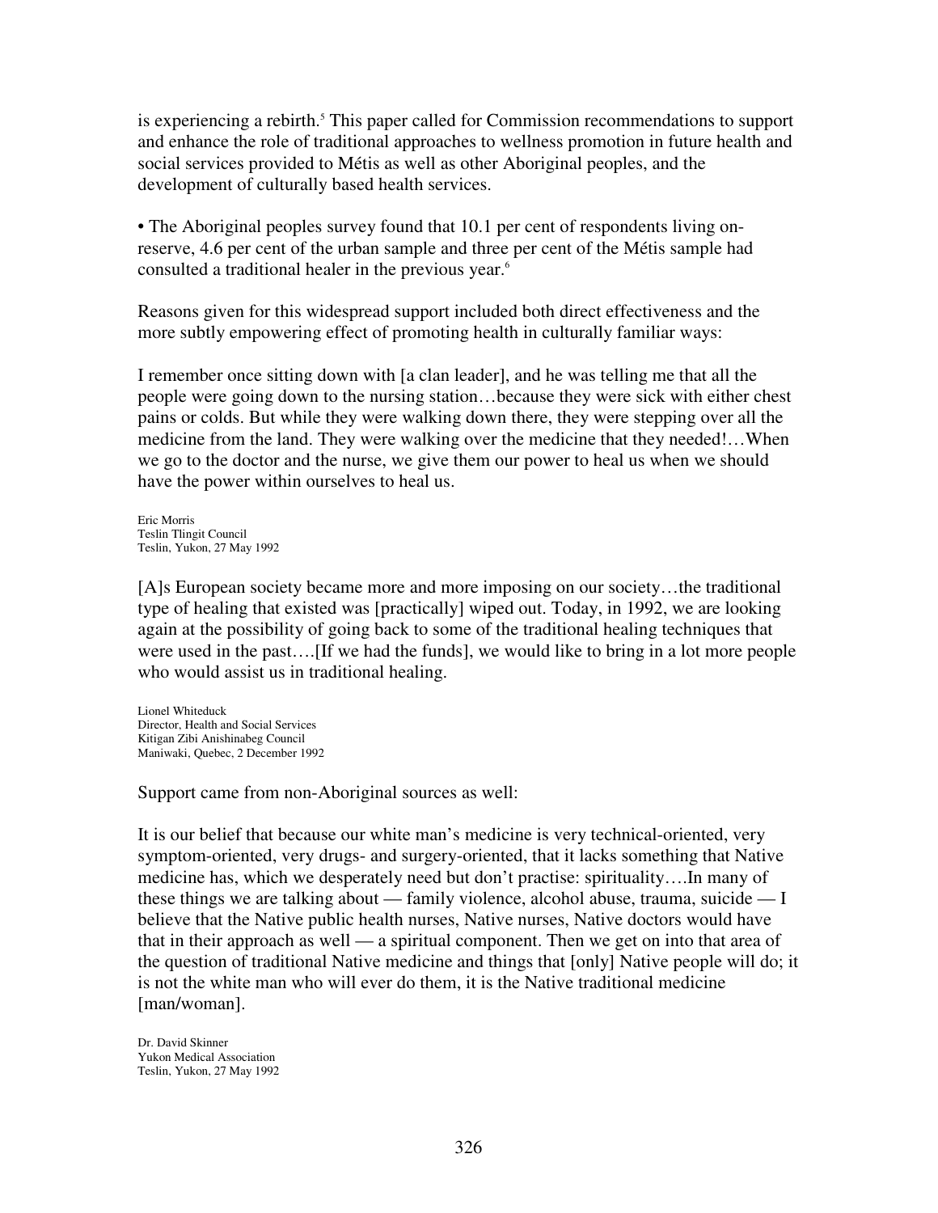is experiencing a rebirth.[5] This paper called for Commission recommendations to support and enhance the role of traditional approaches to wellness promotion in future health and social services provided to Métis as well as other Aboriginal peoples, and the development of culturally based health services.

- The Aboriginal peoples survey found that 10.1 per cent of respondents living on-reserve, 4.6 per cent of the urban sample and three per cent of the Métis sample had consulted a traditional healer in the previous year.[6]

Reasons given for this widespread support included both direct effectiveness and the more subtly empowering effect of promoting health in culturally familiar ways:

> I remember once sitting down with [a clan leader], and he was telling me that all the people were going down to the nursing station…because they were sick with either chest pains or colds. But while they were walking down there, they were stepping over all the medicine from the land. They were walking over the medicine that they needed!…When we go to the doctor and the nurse, we give them our power to heal us when we should have the power within ourselves to heal us.
>
> Eric Morris
> Teslin Tlingit Council
> Teslin, Yukon, 27 May 1992

> [A]s European society became more and more imposing on our society…the traditional type of healing that existed was [practically] wiped out. Today, in 1992, we are looking again at the possibility of going back to some of the traditional healing techniques that were used in the past….[If we had the funds], we would like to bring in a lot more people who would assist us in traditional healing.
>
> Lionel Whiteduck
> Director, Health and Social Services
> Kitigan Zibi Anishinabeg Council
> Maniwaki, Quebec, 2 December 1992

Support came from non-Aboriginal sources as well:

> It is our belief that because our white man's medicine is very technical-oriented, very symptom-oriented, very drugs- and surgery-oriented, that it lacks something that Native medicine has, which we desperately need but don't practise: spirituality….In many of these things we are talking about — family violence, alcohol abuse, trauma, suicide — I believe that the Native public health nurses, Native nurses, Native doctors would have that in their approach as well — a spiritual component. Then we get on into that area of the question of traditional Native medicine and things that [only] Native people will do; it is not the white man who will ever do them, it is the Native traditional medicine [man/woman].
>
> Dr. David Skinner
> Yukon Medical Association
> Teslin, Yukon, 27 May 1992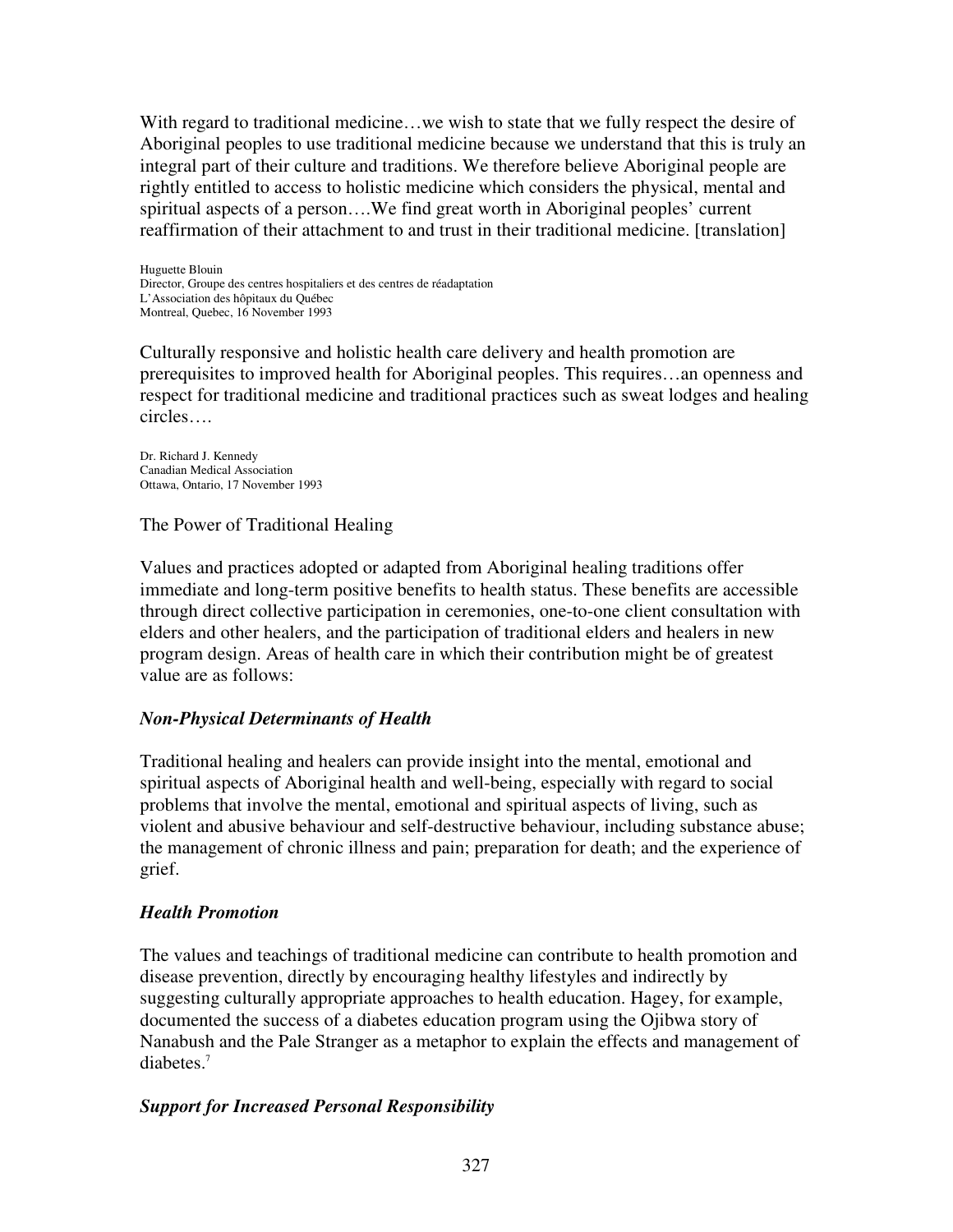With regard to traditional medicine…we wish to state that we fully respect the desire of Aboriginal peoples to use traditional medicine because we understand that this is truly an integral part of their culture and traditions. We therefore believe Aboriginal people are rightly entitled to access to holistic medicine which considers the physical, mental and spiritual aspects of a person….We find great worth in Aboriginal peoples' current reaffirmation of their attachment to and trust in their traditional medicine. [translation]

Huguette Blouin
Director, Groupe des centres hospitaliers et des centres de réadaptation
L'Association des hôpitaux du Québec
Montreal, Quebec, 16 November 1993

Culturally responsive and holistic health care delivery and health promotion are prerequisites to improved health for Aboriginal peoples. This requires…an openness and respect for traditional medicine and traditional practices such as sweat lodges and healing circles….

Dr. Richard J. Kennedy
Canadian Medical Association
Ottawa, Ontario, 17 November 1993

## The Power of Traditional Healing

Values and practices adopted or adapted from Aboriginal healing traditions offer immediate and long-term positive benefits to health status. These benefits are accessible through direct collective participation in ceremonies, one-to-one client consultation with elders and other healers, and the participation of traditional elders and healers in new program design. Areas of health care in which their contribution might be of greatest value are as follows:

### *Non-Physical Determinants of Health*

Traditional healing and healers can provide insight into the mental, emotional and spiritual aspects of Aboriginal health and well-being, especially with regard to social problems that involve the mental, emotional and spiritual aspects of living, such as violent and abusive behaviour and self-destructive behaviour, including substance abuse; the management of chronic illness and pain; preparation for death; and the experience of grief.

### *Health Promotion*

The values and teachings of traditional medicine can contribute to health promotion and disease prevention, directly by encouraging healthy lifestyles and indirectly by suggesting culturally appropriate approaches to health education. Hagey, for example, documented the success of a diabetes education program using the Ojibwa story of Nanabush and the Pale Stranger as a metaphor to explain the effects and management of diabetes.[7]

### *Support for Increased Personal Responsibility*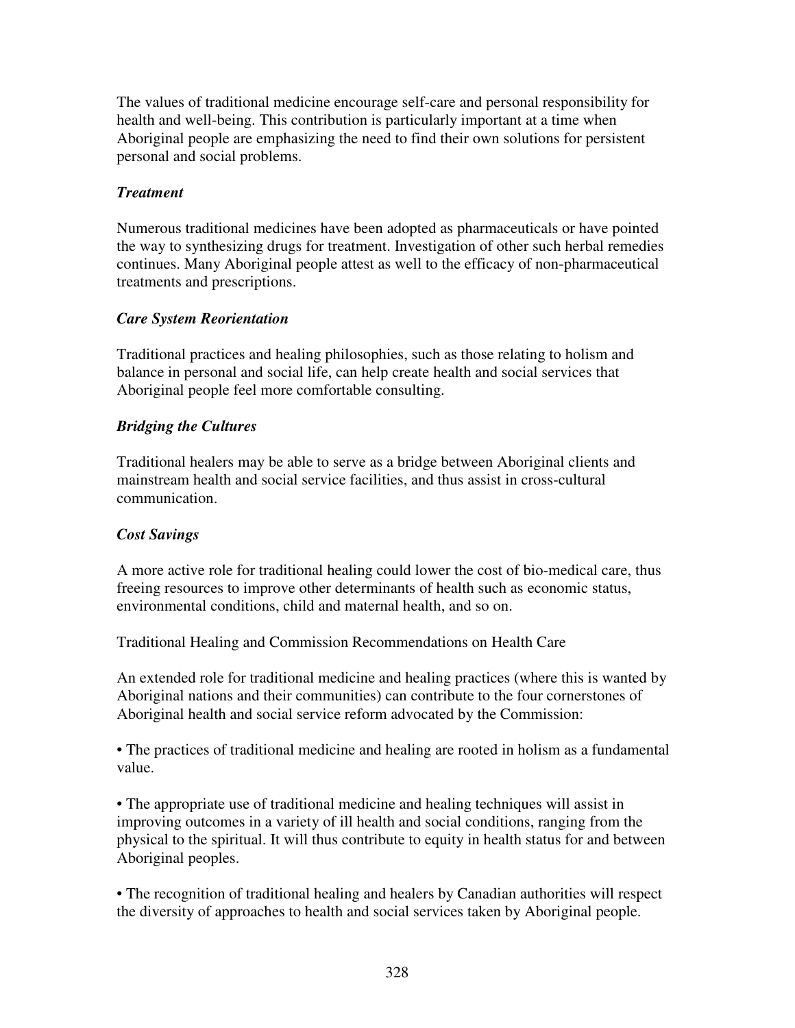The values of traditional medicine encourage self-care and personal responsibility for health and well-being. This contribution is particularly important at a time when Aboriginal people are emphasizing the need to find their own solutions for persistent personal and social problems.

### *Treatment*

Numerous traditional medicines have been adopted as pharmaceuticals or have pointed the way to synthesizing drugs for treatment. Investigation of other such herbal remedies continues. Many Aboriginal people attest as well to the efficacy of non-pharmaceutical treatments and prescriptions.

### *Care System Reorientation*

Traditional practices and healing philosophies, such as those relating to holism and balance in personal and social life, can help create health and social services that Aboriginal people feel more comfortable consulting.

### *Bridging the Cultures*

Traditional healers may be able to serve as a bridge between Aboriginal clients and mainstream health and social service facilities, and thus assist in cross-cultural communication.

### *Cost Savings*

A more active role for traditional healing could lower the cost of bio-medical care, thus freeing resources to improve other determinants of health such as economic status, environmental conditions, child and maternal health, and so on.

Traditional Healing and Commission Recommendations on Health Care

An extended role for traditional medicine and healing practices (where this is wanted by Aboriginal nations and their communities) can contribute to the four cornerstones of Aboriginal health and social service reform advocated by the Commission:

- The practices of traditional medicine and healing are rooted in holism as a fundamental value.

- The appropriate use of traditional medicine and healing techniques will assist in improving outcomes in a variety of ill health and social conditions, ranging from the physical to the spiritual. It will thus contribute to equity in health status for and between Aboriginal peoples.

- The recognition of traditional healing and healers by Canadian authorities will respect the diversity of approaches to health and social services taken by Aboriginal people.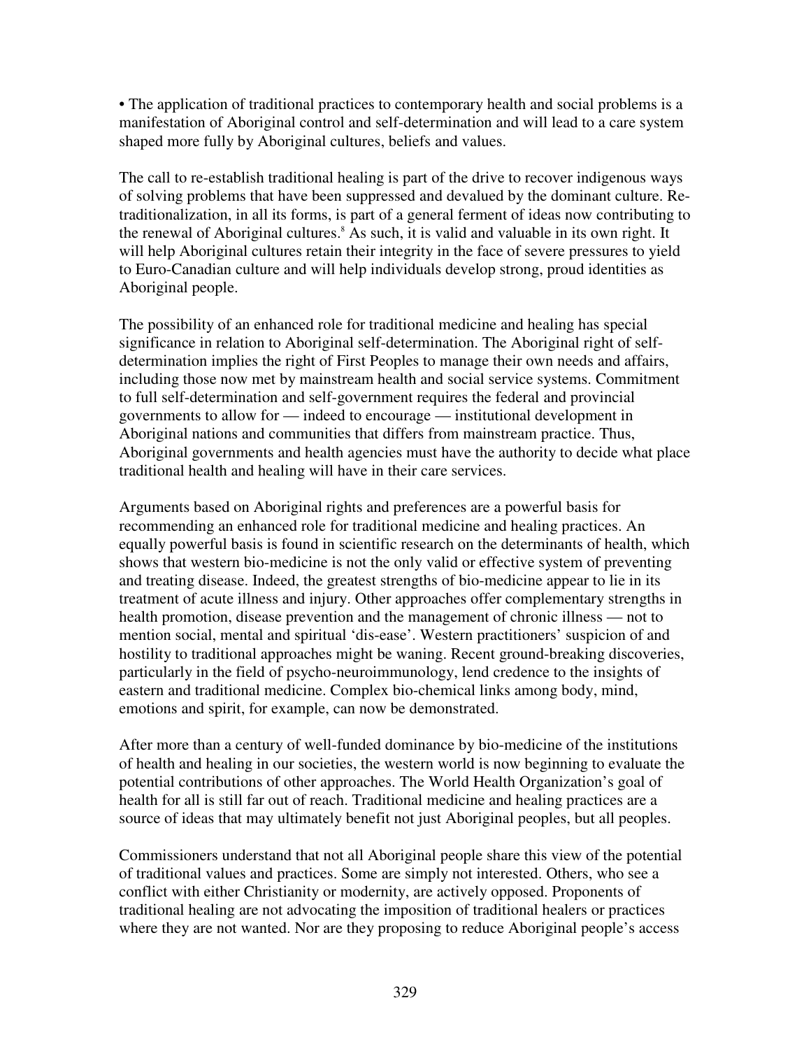- The application of traditional practices to contemporary health and social problems is a manifestation of Aboriginal control and self-determination and will lead to a care system shaped more fully by Aboriginal cultures, beliefs and values.

The call to re-establish traditional healing is part of the drive to recover indigenous ways of solving problems that have been suppressed and devalued by the dominant culture. Re-traditionalization, in all its forms, is part of a general ferment of ideas now contributing to the renewal of Aboriginal cultures.[8] As such, it is valid and valuable in its own right. It will help Aboriginal cultures retain their integrity in the face of severe pressures to yield to Euro-Canadian culture and will help individuals develop strong, proud identities as Aboriginal people.

The possibility of an enhanced role for traditional medicine and healing has special significance in relation to Aboriginal self-determination. The Aboriginal right of self-determination implies the right of First Peoples to manage their own needs and affairs, including those now met by mainstream health and social service systems. Commitment to full self-determination and self-government requires the federal and provincial governments to allow for — indeed to encourage — institutional development in Aboriginal nations and communities that differs from mainstream practice. Thus, Aboriginal governments and health agencies must have the authority to decide what place traditional health and healing will have in their care services.

Arguments based on Aboriginal rights and preferences are a powerful basis for recommending an enhanced role for traditional medicine and healing practices. An equally powerful basis is found in scientific research on the determinants of health, which shows that western bio-medicine is not the only valid or effective system of preventing and treating disease. Indeed, the greatest strengths of bio-medicine appear to lie in its treatment of acute illness and injury. Other approaches offer complementary strengths in health promotion, disease prevention and the management of chronic illness — not to mention social, mental and spiritual 'dis-ease'. Western practitioners' suspicion of and hostility to traditional approaches might be waning. Recent ground-breaking discoveries, particularly in the field of psycho-neuroimmunology, lend credence to the insights of eastern and traditional medicine. Complex bio-chemical links among body, mind, emotions and spirit, for example, can now be demonstrated.

After more than a century of well-funded dominance by bio-medicine of the institutions of health and healing in our societies, the western world is now beginning to evaluate the potential contributions of other approaches. The World Health Organization's goal of health for all is still far out of reach. Traditional medicine and healing practices are a source of ideas that may ultimately benefit not just Aboriginal peoples, but all peoples.

Commissioners understand that not all Aboriginal people share this view of the potential of traditional values and practices. Some are simply not interested. Others, who see a conflict with either Christianity or modernity, are actively opposed. Proponents of traditional healing are not advocating the imposition of traditional healers or practices where they are not wanted. Nor are they proposing to reduce Aboriginal people's access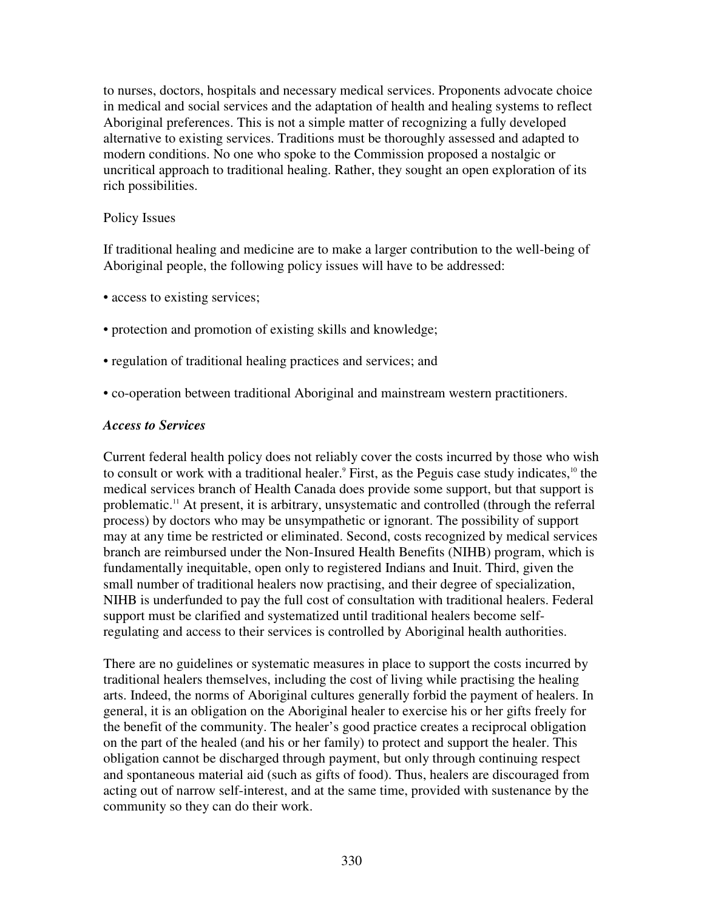to nurses, doctors, hospitals and necessary medical services. Proponents advocate choice in medical and social services and the adaptation of health and healing systems to reflect Aboriginal preferences. This is not a simple matter of recognizing a fully developed alternative to existing services. Traditions must be thoroughly assessed and adapted to modern conditions. No one who spoke to the Commission proposed a nostalgic or uncritical approach to traditional healing. Rather, they sought an open exploration of its rich possibilities.

Policy Issues

If traditional healing and medicine are to make a larger contribution to the well-being of Aboriginal people, the following policy issues will have to be addressed:

- access to existing services;
- protection and promotion of existing skills and knowledge;
- regulation of traditional healing practices and services; and
- co-operation between traditional Aboriginal and mainstream western practitioners.

### *Access to Services*

Current federal health policy does not reliably cover the costs incurred by those who wish to consult or work with a traditional healer.[9] First, as the Peguis case study indicates,[10] the medical services branch of Health Canada does provide some support, but that support is problematic.[11] At present, it is arbitrary, unsystematic and controlled (through the referral process) by doctors who may be unsympathetic or ignorant. The possibility of support may at any time be restricted or eliminated. Second, costs recognized by medical services branch are reimbursed under the Non-Insured Health Benefits (NIHB) program, which is fundamentally inequitable, open only to registered Indians and Inuit. Third, given the small number of traditional healers now practising, and their degree of specialization, NIHB is underfunded to pay the full cost of consultation with traditional healers. Federal support must be clarified and systematized until traditional healers become self-regulating and access to their services is controlled by Aboriginal health authorities.

There are no guidelines or systematic measures in place to support the costs incurred by traditional healers themselves, including the cost of living while practising the healing arts. Indeed, the norms of Aboriginal cultures generally forbid the payment of healers. In general, it is an obligation on the Aboriginal healer to exercise his or her gifts freely for the benefit of the community. The healer's good practice creates a reciprocal obligation on the part of the healed (and his or her family) to protect and support the healer. This obligation cannot be discharged through payment, but only through continuing respect and spontaneous material aid (such as gifts of food). Thus, healers are discouraged from acting out of narrow self-interest, and at the same time, provided with sustenance by the community so they can do their work.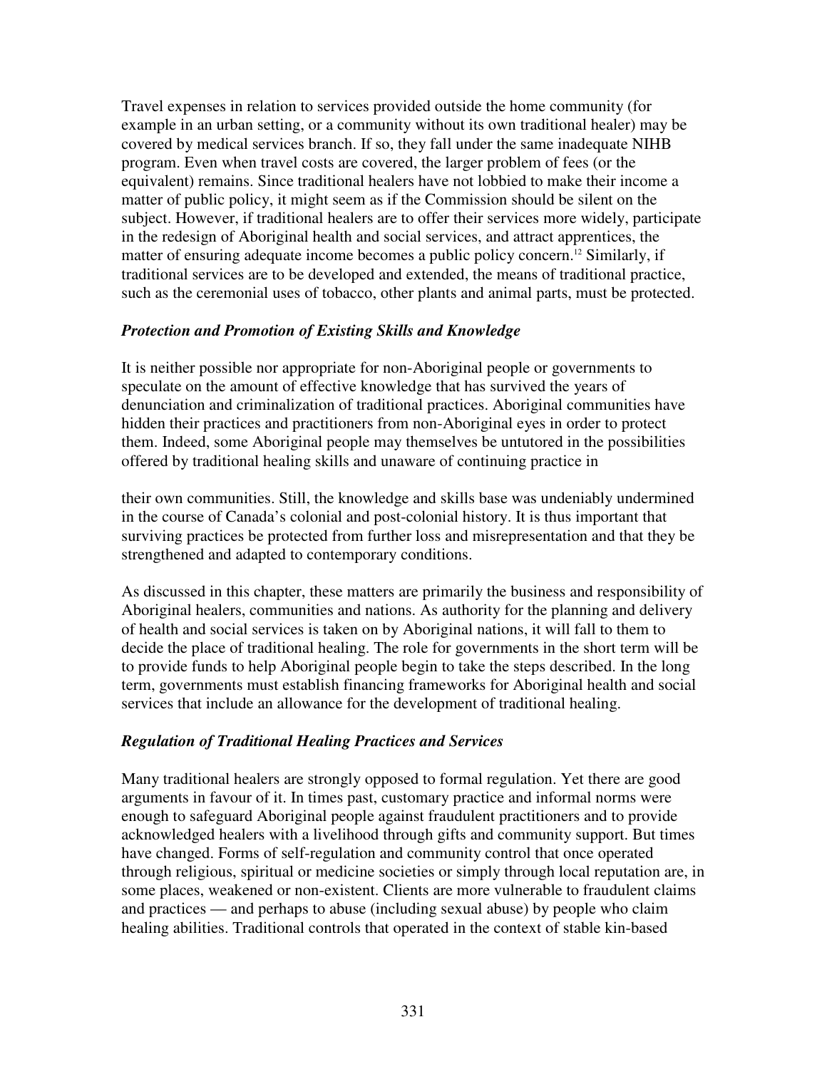Travel expenses in relation to services provided outside the home community (for example in an urban setting, or a community without its own traditional healer) may be covered by medical services branch. If so, they fall under the same inadequate NIHB program. Even when travel costs are covered, the larger problem of fees (or the equivalent) remains. Since traditional healers have not lobbied to make their income a matter of public policy, it might seem as if the Commission should be silent on the subject. However, if traditional healers are to offer their services more widely, participate in the redesign of Aboriginal health and social services, and attract apprentices, the matter of ensuring adequate income becomes a public policy concern.[12] Similarly, if traditional services are to be developed and extended, the means of traditional practice, such as the ceremonial uses of tobacco, other plants and animal parts, must be protected.

### *Protection and Promotion of Existing Skills and Knowledge*

It is neither possible nor appropriate for non-Aboriginal people or governments to speculate on the amount of effective knowledge that has survived the years of denunciation and criminalization of traditional practices. Aboriginal communities have hidden their practices and practitioners from non-Aboriginal eyes in order to protect them. Indeed, some Aboriginal people may themselves be untutored in the possibilities offered by traditional healing skills and unaware of continuing practice in their own communities. Still, the knowledge and skills base was undeniably undermined in the course of Canada's colonial and post-colonial history. It is thus important that surviving practices be protected from further loss and misrepresentation and that they be strengthened and adapted to contemporary conditions.

As discussed in this chapter, these matters are primarily the business and responsibility of Aboriginal healers, communities and nations. As authority for the planning and delivery of health and social services is taken on by Aboriginal nations, it will fall to them to decide the place of traditional healing. The role for governments in the short term will be to provide funds to help Aboriginal people begin to take the steps described. In the long term, governments must establish financing frameworks for Aboriginal health and social services that include an allowance for the development of traditional healing.

### *Regulation of Traditional Healing Practices and Services*

Many traditional healers are strongly opposed to formal regulation. Yet there are good arguments in favour of it. In times past, customary practice and informal norms were enough to safeguard Aboriginal people against fraudulent practitioners and to provide acknowledged healers with a livelihood through gifts and community support. But times have changed. Forms of self-regulation and community control that once operated through religious, spiritual or medicine societies or simply through local reputation are, in some places, weakened or non-existent. Clients are more vulnerable to fraudulent claims and practices — and perhaps to abuse (including sexual abuse) by people who claim healing abilities. Traditional controls that operated in the context of stable kin-based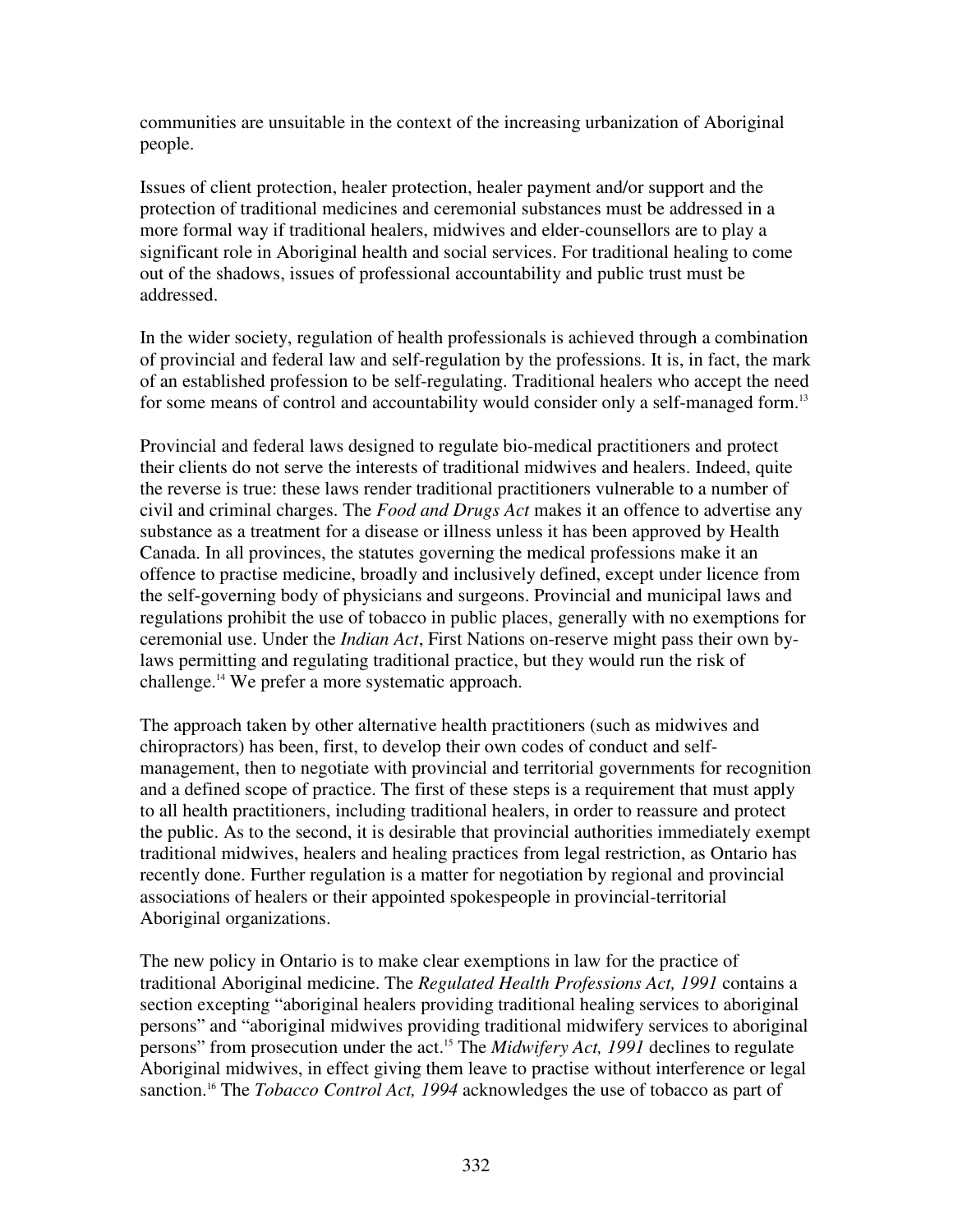communities are unsuitable in the context of the increasing urbanization of Aboriginal people.

Issues of client protection, healer protection, healer payment and/or support and the protection of traditional medicines and ceremonial substances must be addressed in a more formal way if traditional healers, midwives and elder-counsellors are to play a significant role in Aboriginal health and social services. For traditional healing to come out of the shadows, issues of professional accountability and public trust must be addressed.

In the wider society, regulation of health professionals is achieved through a combination of provincial and federal law and self-regulation by the professions. It is, in fact, the mark of an established profession to be self-regulating. Traditional healers who accept the need for some means of control and accountability would consider only a self-managed form.[13]

Provincial and federal laws designed to regulate bio-medical practitioners and protect their clients do not serve the interests of traditional midwives and healers. Indeed, quite the reverse is true: these laws render traditional practitioners vulnerable to a number of civil and criminal charges. The *Food and Drugs Act* makes it an offence to advertise any substance as a treatment for a disease or illness unless it has been approved by Health Canada. In all provinces, the statutes governing the medical professions make it an offence to practise medicine, broadly and inclusively defined, except under licence from the self-governing body of physicians and surgeons. Provincial and municipal laws and regulations prohibit the use of tobacco in public places, generally with no exemptions for ceremonial use. Under the *Indian Act*, First Nations on-reserve might pass their own by-laws permitting and regulating traditional practice, but they would run the risk of challenge.[14] We prefer a more systematic approach.

The approach taken by other alternative health practitioners (such as midwives and chiropractors) has been, first, to develop their own codes of conduct and self-management, then to negotiate with provincial and territorial governments for recognition and a defined scope of practice. The first of these steps is a requirement that must apply to all health practitioners, including traditional healers, in order to reassure and protect the public. As to the second, it is desirable that provincial authorities immediately exempt traditional midwives, healers and healing practices from legal restriction, as Ontario has recently done. Further regulation is a matter for negotiation by regional and provincial associations of healers or their appointed spokespeople in provincial-territorial Aboriginal organizations.

The new policy in Ontario is to make clear exemptions in law for the practice of traditional Aboriginal medicine. The *Regulated Health Professions Act, 1991* contains a section excepting "aboriginal healers providing traditional healing services to aboriginal persons" and "aboriginal midwives providing traditional midwifery services to aboriginal persons" from prosecution under the act.[15] The *Midwifery Act, 1991* declines to regulate Aboriginal midwives, in effect giving them leave to practise without interference or legal sanction.[16] The *Tobacco Control Act, 1994* acknowledges the use of tobacco as part of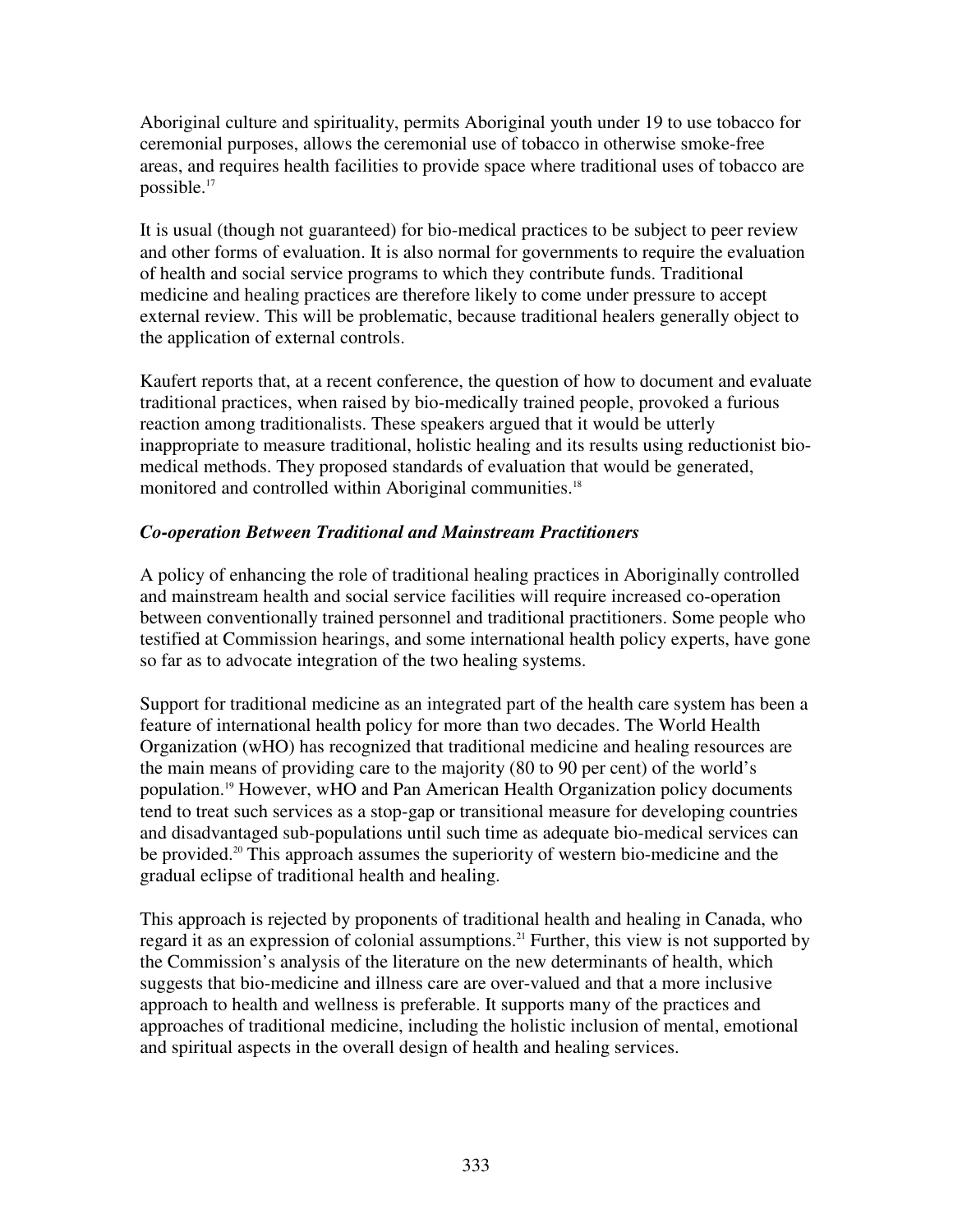Aboriginal culture and spirituality, permits Aboriginal youth under 19 to use tobacco for ceremonial purposes, allows the ceremonial use of tobacco in otherwise smoke-free areas, and requires health facilities to provide space where traditional uses of tobacco are possible.[17]

It is usual (though not guaranteed) for bio-medical practices to be subject to peer review and other forms of evaluation. It is also normal for governments to require the evaluation of health and social service programs to which they contribute funds. Traditional medicine and healing practices are therefore likely to come under pressure to accept external review. This will be problematic, because traditional healers generally object to the application of external controls.

Kaufert reports that, at a recent conference, the question of how to document and evaluate traditional practices, when raised by bio-medically trained people, provoked a furious reaction among traditionalists. These speakers argued that it would be utterly inappropriate to measure traditional, holistic healing and its results using reductionist bio-medical methods. They proposed standards of evaluation that would be generated, monitored and controlled within Aboriginal communities.[18]

### *Co-operation Between Traditional and Mainstream Practitioners*

A policy of enhancing the role of traditional healing practices in Aboriginally controlled and mainstream health and social service facilities will require increased co-operation between conventionally trained personnel and traditional practitioners. Some people who testified at Commission hearings, and some international health policy experts, have gone so far as to advocate integration of the two healing systems.

Support for traditional medicine as an integrated part of the health care system has been a feature of international health policy for more than two decades. The World Health Organization (wHO) has recognized that traditional medicine and healing resources are the main means of providing care to the majority (80 to 90 per cent) of the world's population.[19] However, wHO and Pan American Health Organization policy documents tend to treat such services as a stop-gap or transitional measure for developing countries and disadvantaged sub-populations until such time as adequate bio-medical services can be provided.[20] This approach assumes the superiority of western bio-medicine and the gradual eclipse of traditional health and healing.

This approach is rejected by proponents of traditional health and healing in Canada, who regard it as an expression of colonial assumptions.[21] Further, this view is not supported by the Commission's analysis of the literature on the new determinants of health, which suggests that bio-medicine and illness care are over-valued and that a more inclusive approach to health and wellness is preferable. It supports many of the practices and approaches of traditional medicine, including the holistic inclusion of mental, emotional and spiritual aspects in the overall design of health and healing services.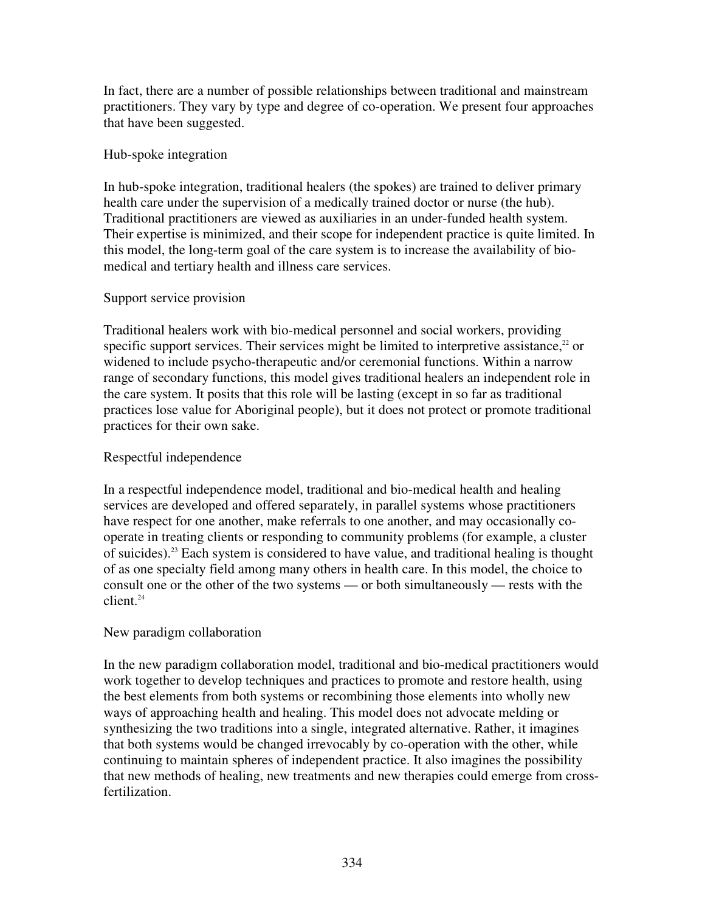In fact, there are a number of possible relationships between traditional and mainstream practitioners. They vary by type and degree of co-operation. We present four approaches that have been suggested.

### Hub-spoke integration

In hub-spoke integration, traditional healers (the spokes) are trained to deliver primary health care under the supervision of a medically trained doctor or nurse (the hub). Traditional practitioners are viewed as auxiliaries in an under-funded health system. Their expertise is minimized, and their scope for independent practice is quite limited. In this model, the long-term goal of the care system is to increase the availability of bio-medical and tertiary health and illness care services.

### Support service provision

Traditional healers work with bio-medical personnel and social workers, providing specific support services. Their services might be limited to interpretive assistance,[22] or widened to include psycho-therapeutic and/or ceremonial functions. Within a narrow range of secondary functions, this model gives traditional healers an independent role in the care system. It posits that this role will be lasting (except in so far as traditional practices lose value for Aboriginal people), but it does not protect or promote traditional practices for their own sake.

### Respectful independence

In a respectful independence model, traditional and bio-medical health and healing services are developed and offered separately, in parallel systems whose practitioners have respect for one another, make referrals to one another, and may occasionally co-operate in treating clients or responding to community problems (for example, a cluster of suicides).[23] Each system is considered to have value, and traditional healing is thought of as one specialty field among many others in health care. In this model, the choice to consult one or the other of the two systems — or both simultaneously — rests with the client.[24]

### New paradigm collaboration

In the new paradigm collaboration model, traditional and bio-medical practitioners would work together to develop techniques and practices to promote and restore health, using the best elements from both systems or recombining those elements into wholly new ways of approaching health and healing. This model does not advocate melding or synthesizing the two traditions into a single, integrated alternative. Rather, it imagines that both systems would be changed irrevocably by co-operation with the other, while continuing to maintain spheres of independent practice. It also imagines the possibility that new methods of healing, new treatments and new therapies could emerge from cross-fertilization.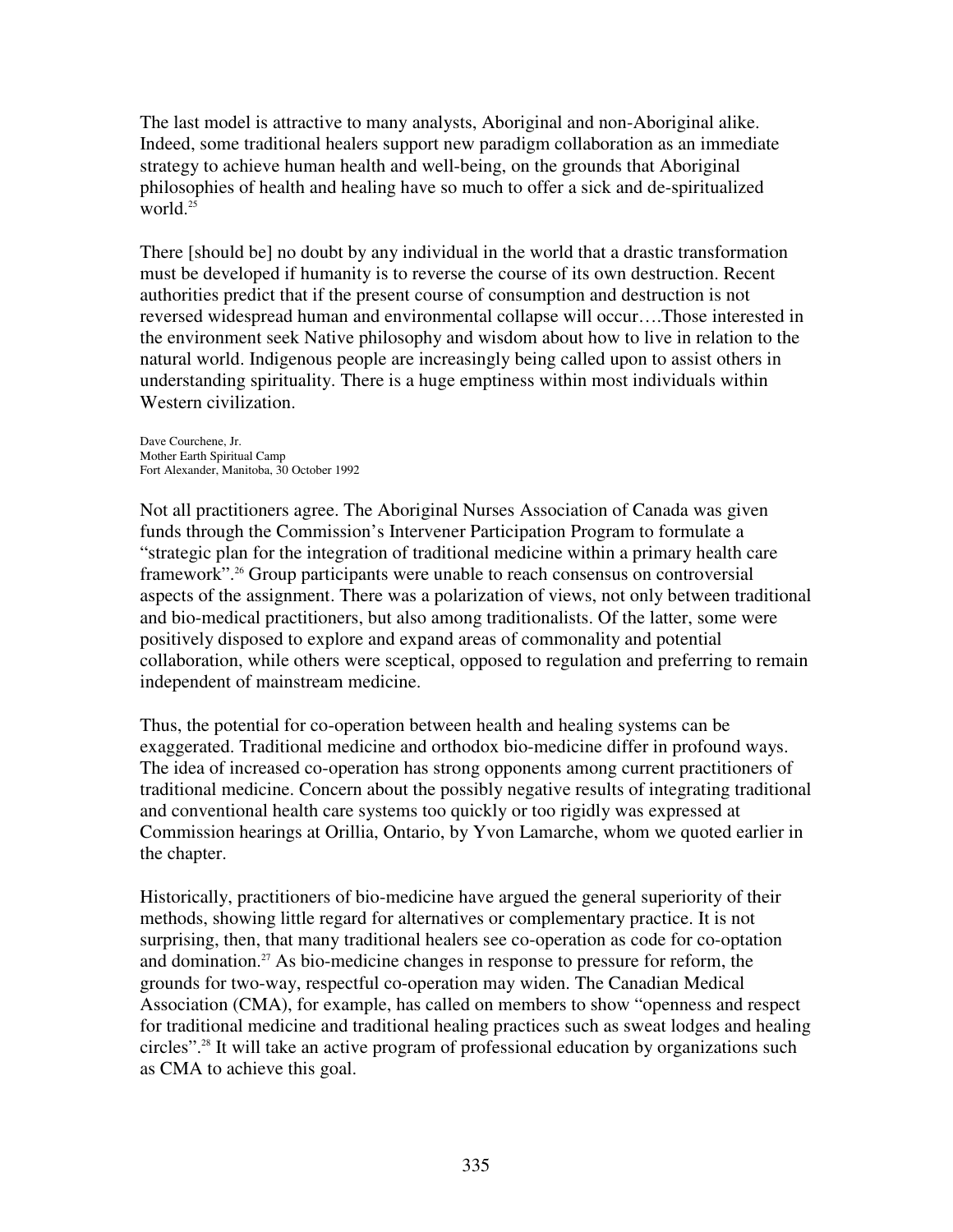The last model is attractive to many analysts, Aboriginal and non-Aboriginal alike. Indeed, some traditional healers support new paradigm collaboration as an immediate strategy to achieve human health and well-being, on the grounds that Aboriginal philosophies of health and healing have so much to offer a sick and de-spiritualized world.[25]

There [should be] no doubt by any individual in the world that a drastic transformation must be developed if humanity is to reverse the course of its own destruction. Recent authorities predict that if the present course of consumption and destruction is not reversed widespread human and environmental collapse will occur….Those interested in the environment seek Native philosophy and wisdom about how to live in relation to the natural world. Indigenous people are increasingly being called upon to assist others in understanding spirituality. There is a huge emptiness within most individuals within Western civilization.

Dave Courchene, Jr.
Mother Earth Spiritual Camp
Fort Alexander, Manitoba, 30 October 1992

Not all practitioners agree. The Aboriginal Nurses Association of Canada was given funds through the Commission's Intervener Participation Program to formulate a "strategic plan for the integration of traditional medicine within a primary health care framework".[26] Group participants were unable to reach consensus on controversial aspects of the assignment. There was a polarization of views, not only between traditional and bio-medical practitioners, but also among traditionalists. Of the latter, some were positively disposed to explore and expand areas of commonality and potential collaboration, while others were sceptical, opposed to regulation and preferring to remain independent of mainstream medicine.

Thus, the potential for co-operation between health and healing systems can be exaggerated. Traditional medicine and orthodox bio-medicine differ in profound ways. The idea of increased co-operation has strong opponents among current practitioners of traditional medicine. Concern about the possibly negative results of integrating traditional and conventional health care systems too quickly or too rigidly was expressed at Commission hearings at Orillia, Ontario, by Yvon Lamarche, whom we quoted earlier in the chapter.

Historically, practitioners of bio-medicine have argued the general superiority of their methods, showing little regard for alternatives or complementary practice. It is not surprising, then, that many traditional healers see co-operation as code for co-optation and domination.[27] As bio-medicine changes in response to pressure for reform, the grounds for two-way, respectful co-operation may widen. The Canadian Medical Association (CMA), for example, has called on members to show "openness and respect for traditional medicine and traditional healing practices such as sweat lodges and healing circles".[28] It will take an active program of professional education by organizations such as CMA to achieve this goal.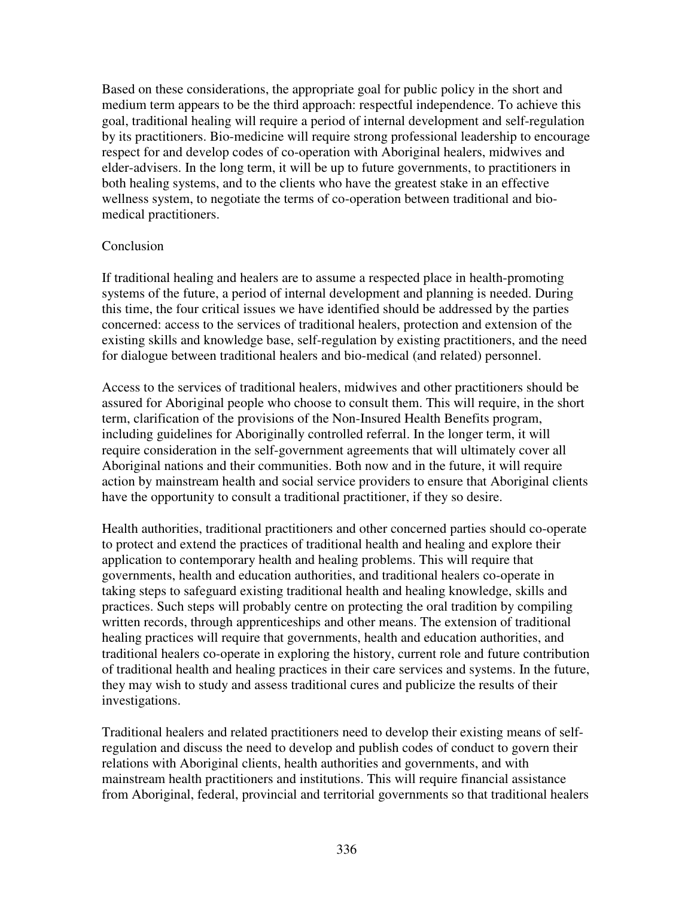Based on these considerations, the appropriate goal for public policy in the short and medium term appears to be the third approach: respectful independence. To achieve this goal, traditional healing will require a period of internal development and self-regulation by its practitioners. Bio-medicine will require strong professional leadership to encourage respect for and develop codes of co-operation with Aboriginal healers, midwives and elder-advisers. In the long term, it will be up to future governments, to practitioners in both healing systems, and to the clients who have the greatest stake in an effective wellness system, to negotiate the terms of co-operation between traditional and bio-medical practitioners.

## Conclusion

If traditional healing and healers are to assume a respected place in health-promoting systems of the future, a period of internal development and planning is needed. During this time, the four critical issues we have identified should be addressed by the parties concerned: access to the services of traditional healers, protection and extension of the existing skills and knowledge base, self-regulation by existing practitioners, and the need for dialogue between traditional healers and bio-medical (and related) personnel.

Access to the services of traditional healers, midwives and other practitioners should be assured for Aboriginal people who choose to consult them. This will require, in the short term, clarification of the provisions of the Non-Insured Health Benefits program, including guidelines for Aboriginally controlled referral. In the longer term, it will require consideration in the self-government agreements that will ultimately cover all Aboriginal nations and their communities. Both now and in the future, it will require action by mainstream health and social service providers to ensure that Aboriginal clients have the opportunity to consult a traditional practitioner, if they so desire.

Health authorities, traditional practitioners and other concerned parties should co-operate to protect and extend the practices of traditional health and healing and explore their application to contemporary health and healing problems. This will require that governments, health and education authorities, and traditional healers co-operate in taking steps to safeguard existing traditional health and healing knowledge, skills and practices. Such steps will probably centre on protecting the oral tradition by compiling written records, through apprenticeships and other means. The extension of traditional healing practices will require that governments, health and education authorities, and traditional healers co-operate in exploring the history, current role and future contribution of traditional health and healing practices in their care services and systems. In the future, they may wish to study and assess traditional cures and publicize the results of their investigations.

Traditional healers and related practitioners need to develop their existing means of self-regulation and discuss the need to develop and publish codes of conduct to govern their relations with Aboriginal clients, health authorities and governments, and with mainstream health practitioners and institutions. This will require financial assistance from Aboriginal, federal, provincial and territorial governments so that traditional healers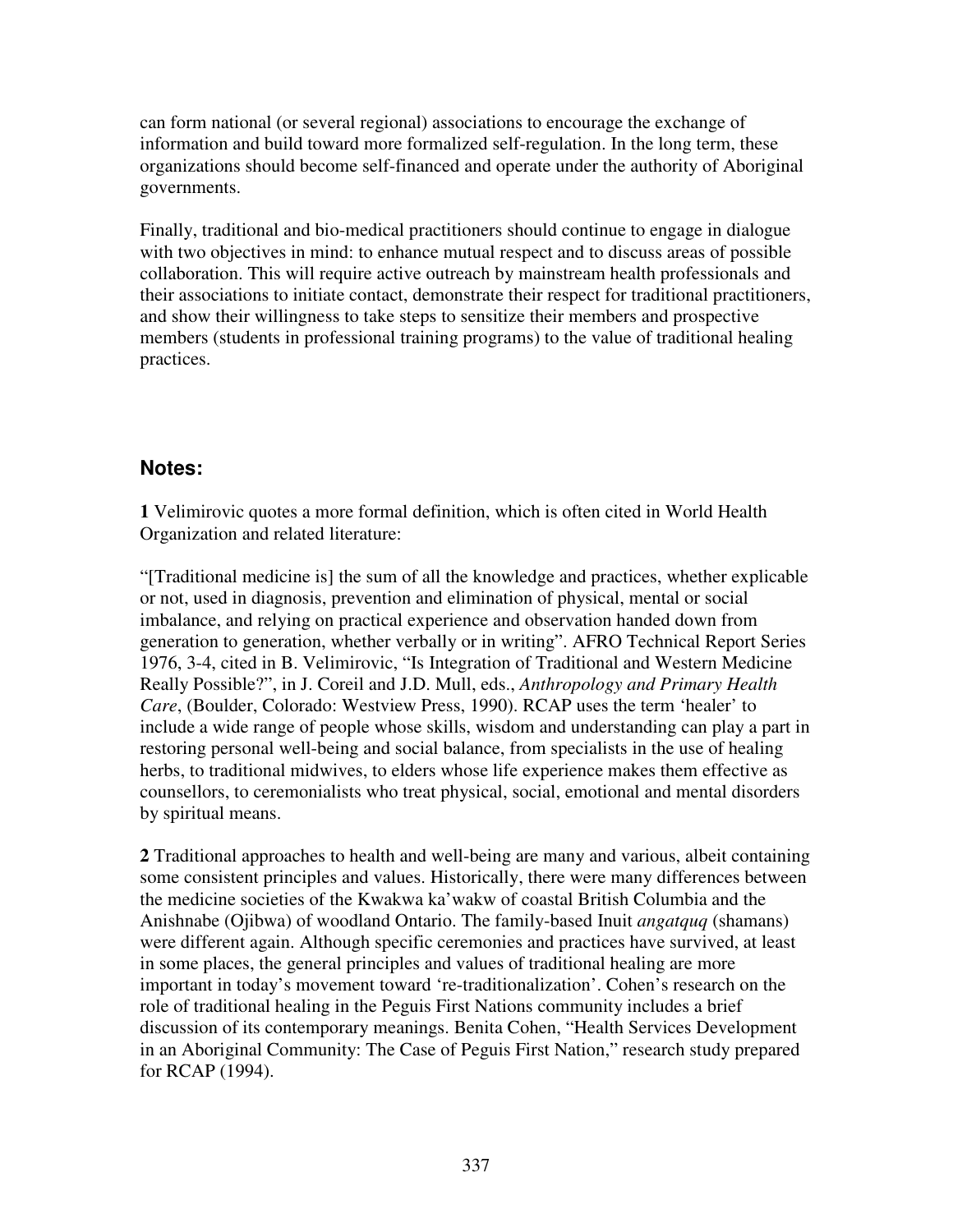can form national (or several regional) associations to encourage the exchange of information and build toward more formalized self-regulation. In the long term, these organizations should become self-financed and operate under the authority of Aboriginal governments.

Finally, traditional and bio-medical practitioners should continue to engage in dialogue with two objectives in mind: to enhance mutual respect and to discuss areas of possible collaboration. This will require active outreach by mainstream health professionals and their associations to initiate contact, demonstrate their respect for traditional practitioners, and show their willingness to take steps to sensitize their members and prospective members (students in professional training programs) to the value of traditional healing practices.

## Notes:

**1** Velimirovic quotes a more formal definition, which is often cited in World Health Organization and related literature:

"[Traditional medicine is] the sum of all the knowledge and practices, whether explicable or not, used in diagnosis, prevention and elimination of physical, mental or social imbalance, and relying on practical experience and observation handed down from generation to generation, whether verbally or in writing". AFRO Technical Report Series 1976, 3-4, cited in B. Velimirovic, "Is Integration of Traditional and Western Medicine Really Possible?", in J. Coreil and J.D. Mull, eds., *Anthropology and Primary Health Care*, (Boulder, Colorado: Westview Press, 1990). RCAP uses the term 'healer' to include a wide range of people whose skills, wisdom and understanding can play a part in restoring personal well-being and social balance, from specialists in the use of healing herbs, to traditional midwives, to elders whose life experience makes them effective as counsellors, to ceremonialists who treat physical, social, emotional and mental disorders by spiritual means.

**2** Traditional approaches to health and well-being are many and various, albeit containing some consistent principles and values. Historically, there were many differences between the medicine societies of the Kwakwa ka'wakw of coastal British Columbia and the Anishnabe (Ojibwa) of woodland Ontario. The family-based Inuit *angatquq* (shamans) were different again. Although specific ceremonies and practices have survived, at least in some places, the general principles and values of traditional healing are more important in today's movement toward 're-traditionalization'. Cohen's research on the role of traditional healing in the Peguis First Nations community includes a brief discussion of its contemporary meanings. Benita Cohen, "Health Services Development in an Aboriginal Community: The Case of Peguis First Nation," research study prepared for RCAP (1994).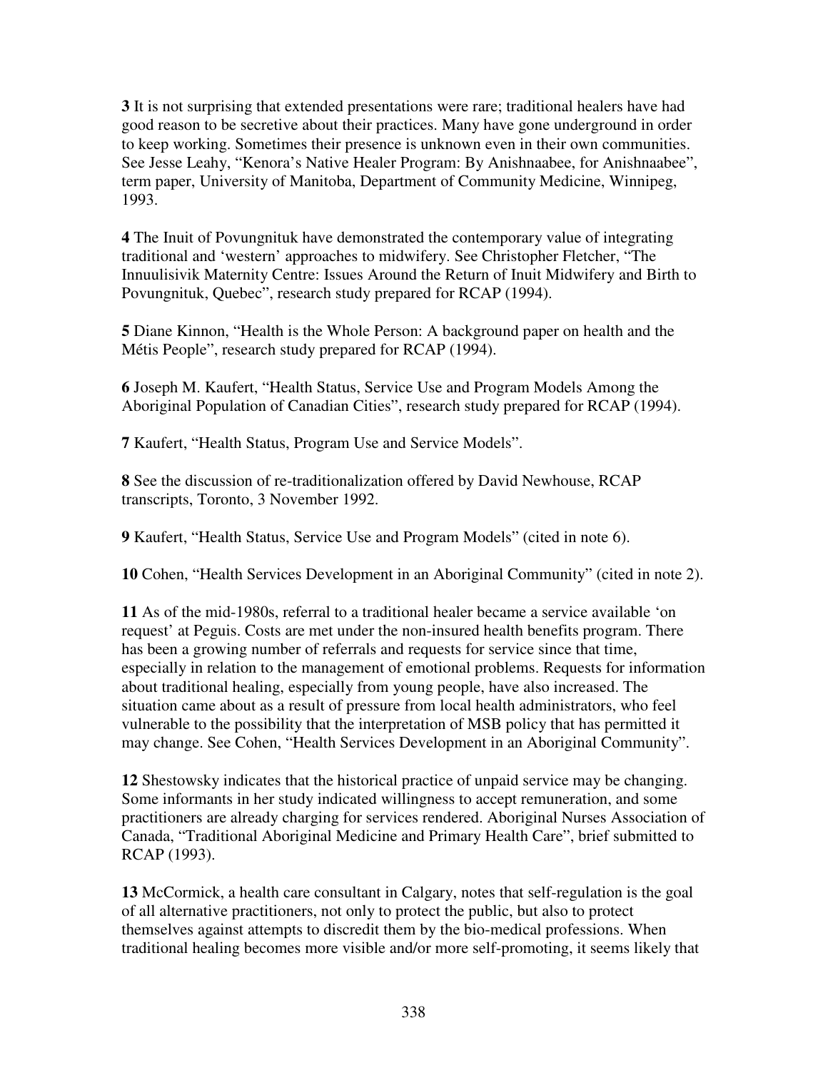**3** It is not surprising that extended presentations were rare; traditional healers have had good reason to be secretive about their practices. Many have gone underground in order to keep working. Sometimes their presence is unknown even in their own communities. See Jesse Leahy, "Kenora's Native Healer Program: By Anishnaabee, for Anishnaabee", term paper, University of Manitoba, Department of Community Medicine, Winnipeg, 1993.

**4** The Inuit of Povungnituk have demonstrated the contemporary value of integrating traditional and 'western' approaches to midwifery. See Christopher Fletcher, "The Innuulisivik Maternity Centre: Issues Around the Return of Inuit Midwifery and Birth to Povungnituk, Quebec", research study prepared for RCAP (1994).

**5** Diane Kinnon, "Health is the Whole Person: A background paper on health and the Métis People", research study prepared for RCAP (1994).

**6** Joseph M. Kaufert, "Health Status, Service Use and Program Models Among the Aboriginal Population of Canadian Cities", research study prepared for RCAP (1994).

**7** Kaufert, "Health Status, Program Use and Service Models".

**8** See the discussion of re-traditionalization offered by David Newhouse, RCAP transcripts, Toronto, 3 November 1992.

**9** Kaufert, "Health Status, Service Use and Program Models" (cited in note 6).

**10** Cohen, "Health Services Development in an Aboriginal Community" (cited in note 2).

**11** As of the mid-1980s, referral to a traditional healer became a service available 'on request' at Peguis. Costs are met under the non-insured health benefits program. There has been a growing number of referrals and requests for service since that time, especially in relation to the management of emotional problems. Requests for information about traditional healing, especially from young people, have also increased. The situation came about as a result of pressure from local health administrators, who feel vulnerable to the possibility that the interpretation of MSB policy that has permitted it may change. See Cohen, "Health Services Development in an Aboriginal Community".

**12** Shestowsky indicates that the historical practice of unpaid service may be changing. Some informants in her study indicated willingness to accept remuneration, and some practitioners are already charging for services rendered. Aboriginal Nurses Association of Canada, "Traditional Aboriginal Medicine and Primary Health Care", brief submitted to RCAP (1993).

**13** McCormick, a health care consultant in Calgary, notes that self-regulation is the goal of all alternative practitioners, not only to protect the public, but also to protect themselves against attempts to discredit them by the bio-medical professions. When traditional healing becomes more visible and/or more self-promoting, it seems likely that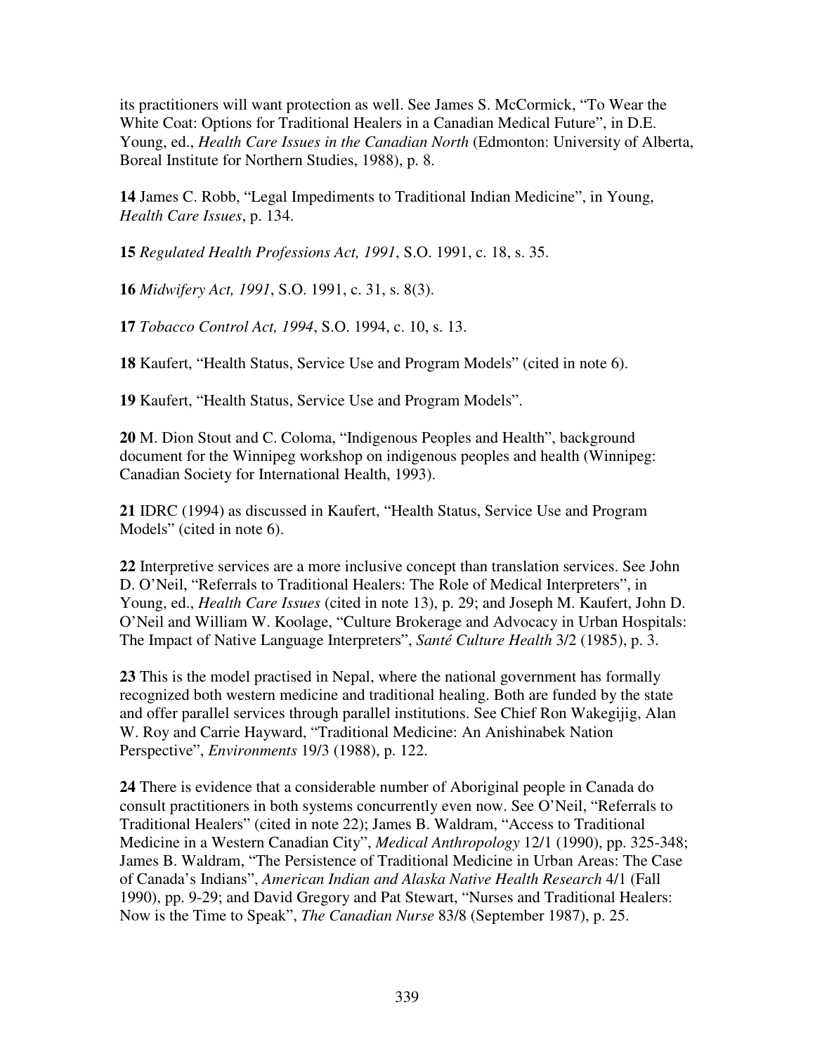its practitioners will want protection as well. See James S. McCormick, “To Wear the White Coat: Options for Traditional Healers in a Canadian Medical Future”, in D.E. Young, ed., *Health Care Issues in the Canadian North* (Edmonton: University of Alberta, Boreal Institute for Northern Studies, 1988), p. 8.

**14** James C. Robb, “Legal Impediments to Traditional Indian Medicine”, in Young, *Health Care Issues*, p. 134.

**15** *Regulated Health Professions Act, 1991*, S.O. 1991, c. 18, s. 35.

**16** *Midwifery Act, 1991*, S.O. 1991, c. 31, s. 8(3).

**17** *Tobacco Control Act, 1994*, S.O. 1994, c. 10, s. 13.

**18** Kaufert, “Health Status, Service Use and Program Models” (cited in note 6).

**19** Kaufert, “Health Status, Service Use and Program Models”.

**20** M. Dion Stout and C. Coloma, “Indigenous Peoples and Health”, background document for the Winnipeg workshop on indigenous peoples and health (Winnipeg: Canadian Society for International Health, 1993).

**21** IDRC (1994) as discussed in Kaufert, “Health Status, Service Use and Program Models” (cited in note 6).

**22** Interpretive services are a more inclusive concept than translation services. See John D. O’Neil, “Referrals to Traditional Healers: The Role of Medical Interpreters”, in Young, ed., *Health Care Issues* (cited in note 13), p. 29; and Joseph M. Kaufert, John D. O’Neil and William W. Koolage, “Culture Brokerage and Advocacy in Urban Hospitals: The Impact of Native Language Interpreters”, *Santé Culture Health* 3/2 (1985), p. 3.

**23** This is the model practised in Nepal, where the national government has formally recognized both western medicine and traditional healing. Both are funded by the state and offer parallel services through parallel institutions. See Chief Ron Wakegijig, Alan W. Roy and Carrie Hayward, “Traditional Medicine: An Anishinabek Nation Perspective”, *Environments* 19/3 (1988), p. 122.

**24** There is evidence that a considerable number of Aboriginal people in Canada do consult practitioners in both systems concurrently even now. See O’Neil, “Referrals to Traditional Healers” (cited in note 22); James B. Waldram, “Access to Traditional Medicine in a Western Canadian City”, *Medical Anthropology* 12/1 (1990), pp. 325-348; James B. Waldram, “The Persistence of Traditional Medicine in Urban Areas: The Case of Canada’s Indians”, *American Indian and Alaska Native Health Research* 4/1 (Fall 1990), pp. 9-29; and David Gregory and Pat Stewart, “Nurses and Traditional Healers: Now is the Time to Speak”, *The Canadian Nurse* 83/8 (September 1987), p. 25.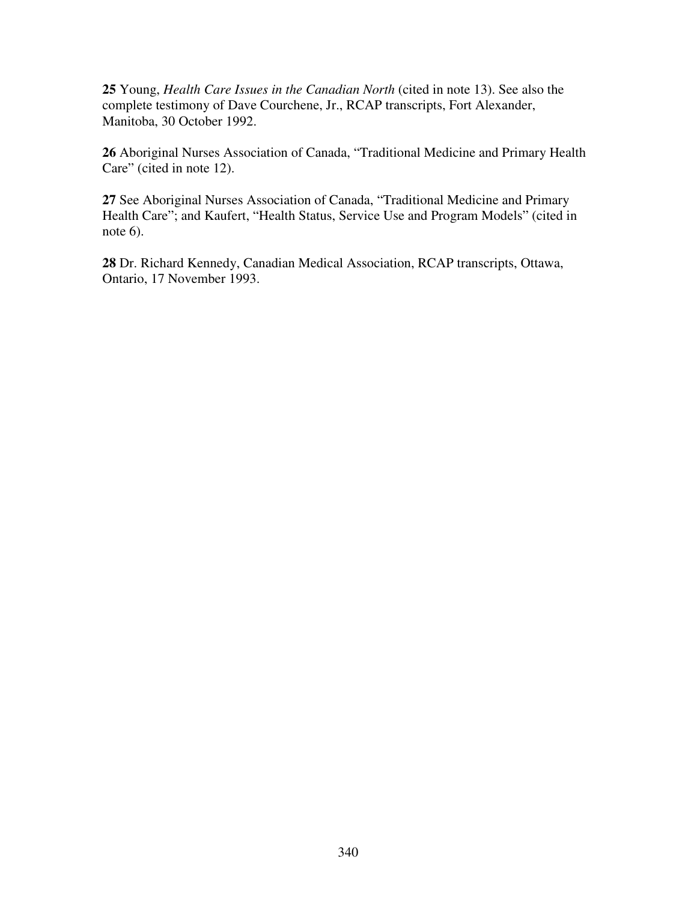**25** Young, *Health Care Issues in the Canadian North* (cited in note 13). See also the complete testimony of Dave Courchene, Jr., RCAP transcripts, Fort Alexander, Manitoba, 30 October 1992.

**26** Aboriginal Nurses Association of Canada, "Traditional Medicine and Primary Health Care" (cited in note 12).

**27** See Aboriginal Nurses Association of Canada, "Traditional Medicine and Primary Health Care"; and Kaufert, "Health Status, Service Use and Program Models" (cited in note 6).

**28** Dr. Richard Kennedy, Canadian Medical Association, RCAP transcripts, Ottawa, Ontario, 17 November 1993.